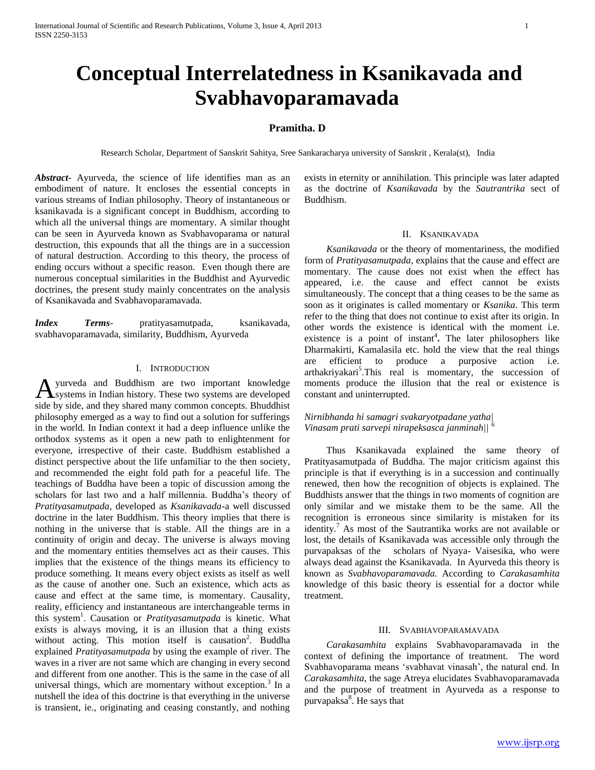# Conceptual Interrelatedness in Ksanikavada and Svabhavoparamavada

**Pramitha. D**

Research Scholar, Department of Sanskrit Sahitya, Sree Sankaracharya university of Sanskrit , Kerala(st), India

***Abstract***- Ayurveda, the science of life identifies man as an embodiment of nature. It encloses the essential concepts in various streams of Indian philosophy. Theory of instantaneous or ksanikavada is a significant concept in Buddhism, according to which all the universal things are momentary. A similar thought can be seen in Ayurveda known as Svabhavoparama or natural destruction, this expounds that all the things are in a succession of natural destruction. According to this theory, the process of ending occurs without a specific reason. Even though there are numerous conceptual similarities in the Buddhist and Ayurvedic doctrines, the present study mainly concentrates on the analysis of Ksanikavada and Svabhavoparamavada.

***Index Terms***- pratityasamutpada, ksanikavada, svabhavoparamavada, similarity, Buddhism, Ayurveda

## I. Introduction

Ayurveda and Buddhism are two important knowledge systems in Indian history. These two systems are developed side by side, and they shared many common concepts. Bhuddhist philosophy emerged as a way to find out a solution for sufferings in the world. In Indian context it had a deep influence unlike the orthodox systems as it open a new path to enlightenment for everyone, irrespective of their caste. Buddhism established a distinct perspective about the life unfamiliar to the then society, and recommended the eight fold path for a peaceful life. The teachings of Buddha have been a topic of discussion among the scholars for last two and a half millennia. Buddha's theory of *Pratityasamutpada*, developed as *Ksanikavada*-a well discussed doctrine in the later Buddhism. This theory implies that there is nothing in the universe that is stable. All the things are in a continuity of origin and decay. The universe is always moving and the momentary entities themselves act as their causes. This implies that the existence of the things means its efficiency to produce something. It means every object exists as itself as well as the cause of another one. Such an existence, which acts as cause and effect at the same time, is momentary. Causality, reality, efficiency and instantaneous are interchangeable terms in this system[1]. Causation or *Pratityasamutpada* is kinetic. What exists is always moving, it is an illusion that a thing exists without acting. This motion itself is causation[2]. Buddha explained *Pratityasamutpada* by using the example of river. The waves in a river are not same which are changing in every second and different from one another. This is the same in the case of all universal things, which are momentary without exception.[3] In a nutshell the idea of this doctrine is that everything in the universe is transient, ie., originating and ceasing constantly, and nothing exists in eternity or annihilation. This principle was later adapted as the doctrine of *Ksanikavada* by the *Sautrantrika* sect of Buddhism.

## II. Ksanikavada

*Ksanikavada* or the theory of momentariness, the modified form of *Pratityasamutpada*, explains that the cause and effect are momentary. The cause does not exist when the effect has appeared, i.e. the cause and effect cannot be exists simultaneously. The concept that a thing ceases to be the same as soon as it originates is called momentary or *Ksanika*. This term refer to the thing that does not continue to exist after its origin. In other words the existence is identical with the moment i.e. existence is a point of instant[4]**.** The later philosophers like Dharmakirti, Kamalasila etc. hold the view that the real things are efficient to produce a purposive action i.e. arthakriyakari[5].This real is momentary, the succession of moments produce the illusion that the real or existence is constant and uninterrupted.

*Nirnibhanda hi samagri svakaryotpadane yatha|*
*Vinasam prati sarvepi nirapeksasca janminah||* [6]

Thus Ksanikavada explained the same theory of Pratityasamutpada of Buddha. The major criticism against this principle is that if everything is in a succession and continually renewed, then how the recognition of objects is explained. The Buddhists answer that the things in two moments of cognition are only similar and we mistake them to be the same. All the recognition is erroneous since similarity is mistaken for its identity.[7] As most of the Sautrantika works are not available or lost, the details of Ksanikavada was accessible only through the purvapaksas of the scholars of Nyaya- Vaisesika, who were always dead against the Ksanikavada. In Ayurveda this theory is known as *Svabhavoparamavada.* According to *Carakasamhita* knowledge of this basic theory is essential for a doctor while treatment.

## III. Svabhavoparamavada

*Carakasamhita* explains Svabhavoparamavada in the context of defining the importance of treatment. The word Svabhavoparama means 'svabhavat vinasah', the natural end. In *Carakasamhita,* the sage Atreya elucidates Svabhavoparamavada and the purpose of treatment in Ayurveda as a response to purvapaksa[8]. He says that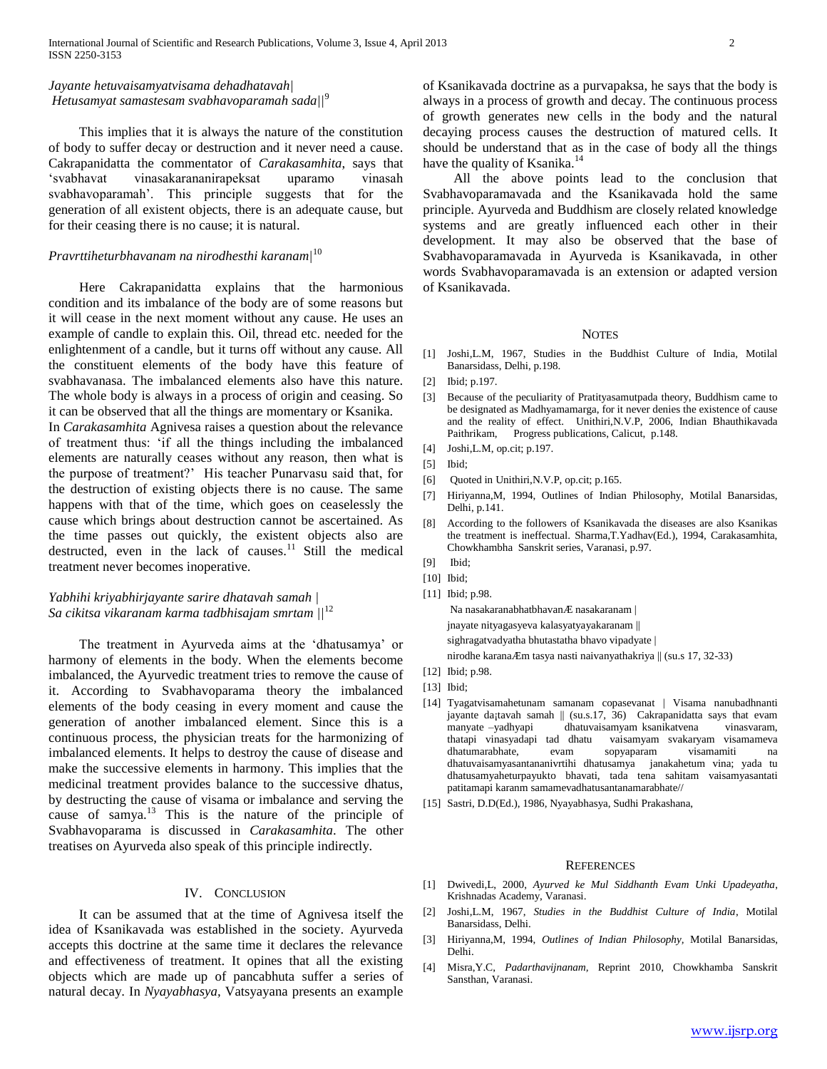*Jayante hetuvaisamyatvisama dehadhatavah|*
*Hetusamyat samastesam svabhavoparamah sada||*[9]

This implies that it is always the nature of the constitution of body to suffer decay or destruction and it never need a cause. Cakrapanidatta the commentator of *Carakasamhita*, says that 'svabhavat vinasakarananirapeksat uparamo vinasah svabhavoparamah'. This principle suggests that for the generation of all existent objects, there is an adequate cause, but for their ceasing there is no cause; it is natural.

*Pravrttiheturbhavanam na nirodhesthi karanam|*[10]

Here Cakrapanidatta explains that the harmonious condition and its imbalance of the body are of some reasons but it will cease in the next moment without any cause. He uses an example of candle to explain this. Oil, thread etc. needed for the enlightenment of a candle, but it turns off without any cause. All the constituent elements of the body have this feature of svabhavanasa. The imbalanced elements also have this nature. The whole body is always in a process of origin and ceasing. So it can be observed that all the things are momentary or Ksanika.

In *Carakasamhita* Agnivesa raises a question about the relevance of treatment thus: 'if all the things including the imbalanced elements are naturally ceases without any reason, then what is the purpose of treatment?' His teacher Punarvasu said that, for the destruction of existing objects there is no cause. The same happens with that of the time, which goes on ceaselessly the cause which brings about destruction cannot be ascertained. As the time passes out quickly, the existent objects also are destructed, even in the lack of causes.[11] Still the medical treatment never becomes inoperative.

*Yabhihi kriyabhirjayante sarire dhatavah samah |*
*Sa cikitsa vikaranam karma tadbhisajam smrtam ||*[12]

The treatment in Ayurveda aims at the 'dhatusamya' or harmony of elements in the body. When the elements become imbalanced, the Ayurvedic treatment tries to remove the cause of it. According to Svabhavoparama theory the imbalanced elements of the body ceasing in every moment and cause the generation of another imbalanced element. Since this is a continuous process, the physician treats for the harmonizing of imbalanced elements. It helps to destroy the cause of disease and make the successive elements in harmony. This implies that the medicinal treatment provides balance to the successive dhatus, by destructing the cause of visama or imbalance and serving the cause of samya.[13] This is the nature of the principle of Svabhavoparama is discussed in *Carakasamhita*. The other treatises on Ayurveda also speak of this principle indirectly.

## IV. Conclusion

It can be assumed that at the time of Agnivesa itself the idea of Ksanikavada was established in the society. Ayurveda accepts this doctrine at the same time it declares the relevance and effectiveness of treatment. It opines that all the existing objects which are made up of pancabhuta suffer a series of natural decay. In *Nyayabhasya,* Vatsyayana presents an example of Ksanikavada doctrine as a purvapaksa, he says that the body is always in a process of growth and decay. The continuous process of growth generates new cells in the body and the natural decaying process causes the destruction of matured cells. It should be understand that as in the case of body all the things have the quality of Ksanika.[14]

All the above points lead to the conclusion that Svabhavoparamavada and the Ksanikavada hold the same principle. Ayurveda and Buddhism are closely related knowledge systems and are greatly influenced each other in their development. It may also be observed that the base of Svabhavoparamavada in Ayurveda is Ksanikavada, in other words Svabhavoparamavada is an extension or adapted version of Ksanikavada.

## Notes

[1] Joshi,L.M, 1967, Studies in the Buddhist Culture of India, Motilal Banarsidass, Delhi, p.198.

[2] Ibid; p.197.

[3] Because of the peculiarity of Pratityasamutpada theory, Buddhism came to be designated as Madhyamamarga, for it never denies the existence of cause and the reality of effect. Unithiri,N.V.P, 2006, Indian Bhauthikavada Paithrikam, Progress publications, Calicut, p.148.

[4] Joshi,L.M, op.cit; p.197.

[5] Ibid;

[6] Quoted in Unithiri,N.V.P, op.cit; p.165.

[7] Hiriyanna,M, 1994, Outlines of Indian Philosophy, Motilal Banarsidas, Delhi, p.141.

[8] According to the followers of Ksanikavada the diseases are also Ksanikas the treatment is ineffectual. Sharma,T.Yadhav(Ed.), 1994, Carakasamhita, Chowkhambha Sanskrit series, Varanasi, p.97.

[9] Ibid;

[10] Ibid;

[11] Ibid; p.98.

Na nasakaranabhatbhavanÆ nasakaranam |
jnayate nityagasyeva kalasyatyayakaranam ||
sighragatvadyatha bhutastatha bhavo vipadyate |
nirodhe karanaÆm tasya nasti naivanyathakriya || (su.s 17, 32-33)

[12] Ibid; p.98.

[13] Ibid;

[14] Tyagatvisamahetunam samanam copasevanat | Visama nanubadhnanti jayante da¡tavah samah || (su.s.17, 36) Cakrapanidatta says that evam manyate –yadhyapi dhatuvaisamyam ksanikatvena vinasvaram, thatapi vinasyadapi tad dhatu vaisamyam svakaryam visamameva dhatumarabhate, evam sopyaparam visamamiti na dhatuvaisamyasantananivrtihi dhatusamya janakahetum vina; yada tu dhatusamyaheturpayukto bhavati, tada tena sahitam vaisamyasantati patitamapi karanm samamevadhatusantanamarabhate//

[15] Sastri, D.D(Ed.), 1986, Nyayabhasya, Sudhi Prakashana,

## References

[1] Dwivedi,L, 2000, *Ayurved ke Mul Siddhanth Evam Unki Upadeyatha*, Krishnadas Academy, Varanasi.

[2] Joshi,L.M, 1967, *Studies in the Buddhist Culture of India*, Motilal Banarsidass, Delhi.

[3] Hiriyanna,M, 1994, *Outlines of Indian Philosophy*, Motilal Banarsidas, Delhi.

[4] Misra,Y.C, *Padarthavijnanam*, Reprint 2010, Chowkhamba Sanskrit Sansthan, Varanasi.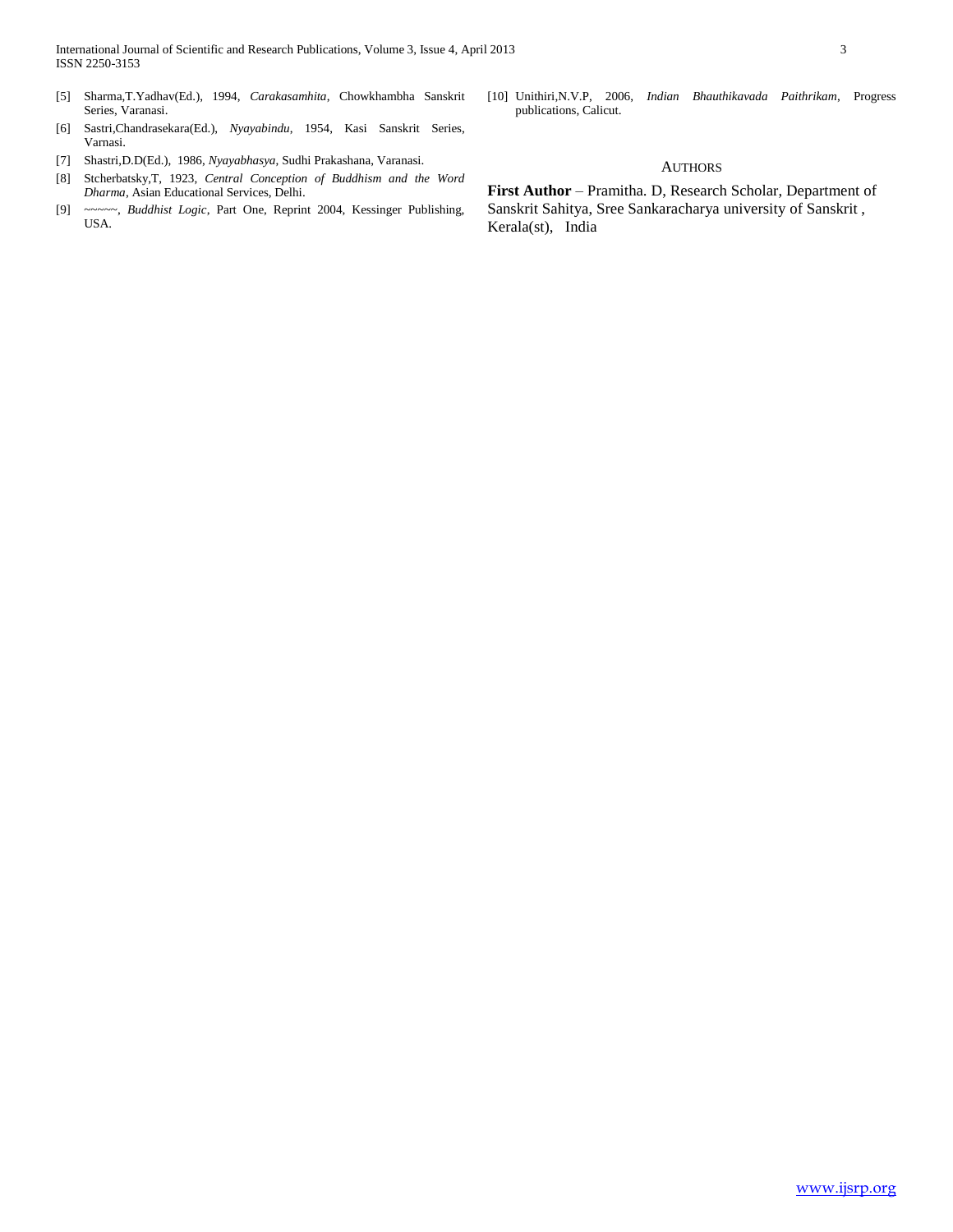[5] Sharma,T.Yadhav(Ed.), 1994, *Carakasamhita*, Chowkhambha Sanskrit Series, Varanasi.

[6] Sastri,Chandrasekara(Ed.), *Nyayabindu*, 1954, Kasi Sanskrit Series, Varnasi.

[7] Shastri,D.D(Ed.), 1986, *Nyayabhasya*, Sudhi Prakashana, Varanasi.

[8] Stcherbatsky,T, 1923, *Central Conception of Buddhism and the Word Dharma*, Asian Educational Services, Delhi.

[9] ~~~~~, *Buddhist Logic*, Part One, Reprint 2004, Kessinger Publishing, USA.

[10] Unithiri,N.V.P, 2006, *Indian Bhauthikavada Paithrikam*, Progress publications, Calicut.

## Authors

**First Author** – Pramitha. D, Research Scholar, Department of Sanskrit Sahitya, Sree Sankaracharya university of Sanskrit , Kerala(st), India